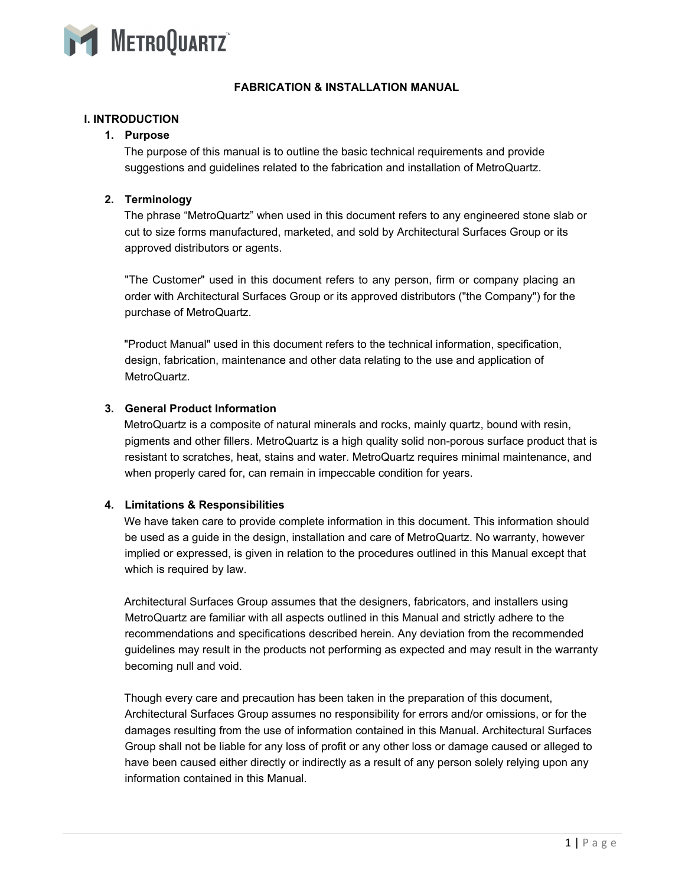METROQUARTZ™

# FABRICATION & INSTALLATION MANUAL

## I. INTRODUCTION

### 1. Purpose

The purpose of this manual is to outline the basic technical requirements and provide suggestions and guidelines related to the fabrication and installation of MetroQuartz.

### 2. Terminology

The phrase "MetroQuartz" when used in this document refers to any engineered stone slab or cut to size forms manufactured, marketed, and sold by Architectural Surfaces Group or its approved distributors or agents.

"The Customer" used in this document refers to any person, firm or company placing an order with Architectural Surfaces Group or its approved distributors ("the Company") for the purchase of MetroQuartz.

"Product Manual" used in this document refers to the technical information, specification, design, fabrication, maintenance and other data relating to the use and application of MetroQuartz.

### 3. General Product Information

MetroQuartz is a composite of natural minerals and rocks, mainly quartz, bound with resin, pigments and other fillers. MetroQuartz is a high quality solid non-porous surface product that is resistant to scratches, heat, stains and water. MetroQuartz requires minimal maintenance, and when properly cared for, can remain in impeccable condition for years.

### 4. Limitations & Responsibilities

We have taken care to provide complete information in this document. This information should be used as a guide in the design, installation and care of MetroQuartz. No warranty, however implied or expressed, is given in relation to the procedures outlined in this Manual except that which is required by law.

Architectural Surfaces Group assumes that the designers, fabricators, and installers using MetroQuartz are familiar with all aspects outlined in this Manual and strictly adhere to the recommendations and specifications described herein. Any deviation from the recommended guidelines may result in the products not performing as expected and may result in the warranty becoming null and void.

Though every care and precaution has been taken in the preparation of this document, Architectural Surfaces Group assumes no responsibility for errors and/or omissions, or for the damages resulting from the use of information contained in this Manual. Architectural Surfaces Group shall not be liable for any loss of profit or any other loss or damage caused or alleged to have been caused either directly or indirectly as a result of any person solely relying upon any information contained in this Manual.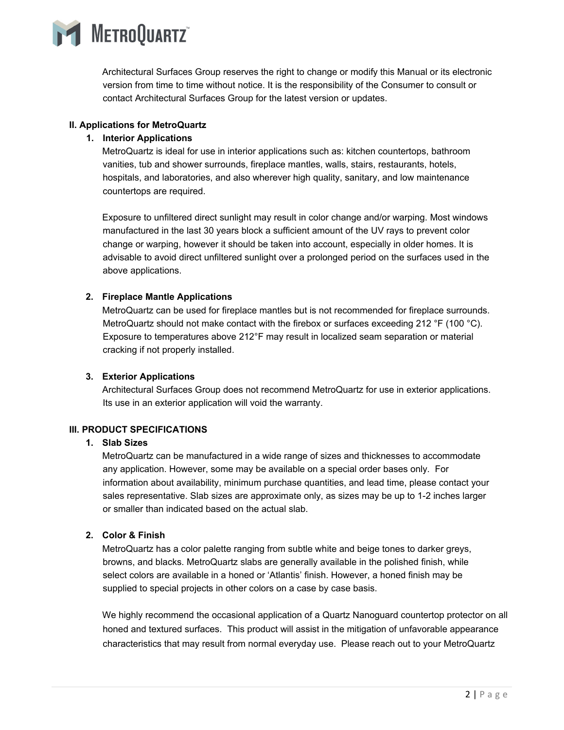Architectural Surfaces Group reserves the right to change or modify this Manual or its electronic version from time to time without notice. It is the responsibility of the Consumer to consult or contact Architectural Surfaces Group for the latest version or updates.

## II. Applications for MetroQuartz

### 1. Interior Applications

MetroQuartz is ideal for use in interior applications such as: kitchen countertops, bathroom vanities, tub and shower surrounds, fireplace mantles, walls, stairs, restaurants, hotels, hospitals, and laboratories, and also wherever high quality, sanitary, and low maintenance countertops are required.

Exposure to unfiltered direct sunlight may result in color change and/or warping. Most windows manufactured in the last 30 years block a sufficient amount of the UV rays to prevent color change or warping, however it should be taken into account, especially in older homes. It is advisable to avoid direct unfiltered sunlight over a prolonged period on the surfaces used in the above applications.

### 2. Fireplace Mantle Applications

MetroQuartz can be used for fireplace mantles but is not recommended for fireplace surrounds. MetroQuartz should not make contact with the firebox or surfaces exceeding 212 °F (100 °C). Exposure to temperatures above 212°F may result in localized seam separation or material cracking if not properly installed.

### 3. Exterior Applications

Architectural Surfaces Group does not recommend MetroQuartz for use in exterior applications. Its use in an exterior application will void the warranty.

## III. PRODUCT SPECIFICATIONS

### 1. Slab Sizes

MetroQuartz can be manufactured in a wide range of sizes and thicknesses to accommodate any application. However, some may be available on a special order bases only. For information about availability, minimum purchase quantities, and lead time, please contact your sales representative. Slab sizes are approximate only, as sizes may be up to 1-2 inches larger or smaller than indicated based on the actual slab.

### 2. Color & Finish

MetroQuartz has a color palette ranging from subtle white and beige tones to darker greys, browns, and blacks. MetroQuartz slabs are generally available in the polished finish, while select colors are available in a honed or 'Atlantis' finish. However, a honed finish may be supplied to special projects in other colors on a case by case basis.

We highly recommend the occasional application of a Quartz Nanoguard countertop protector on all honed and textured surfaces. This product will assist in the mitigation of unfavorable appearance characteristics that may result from normal everyday use. Please reach out to your MetroQuartz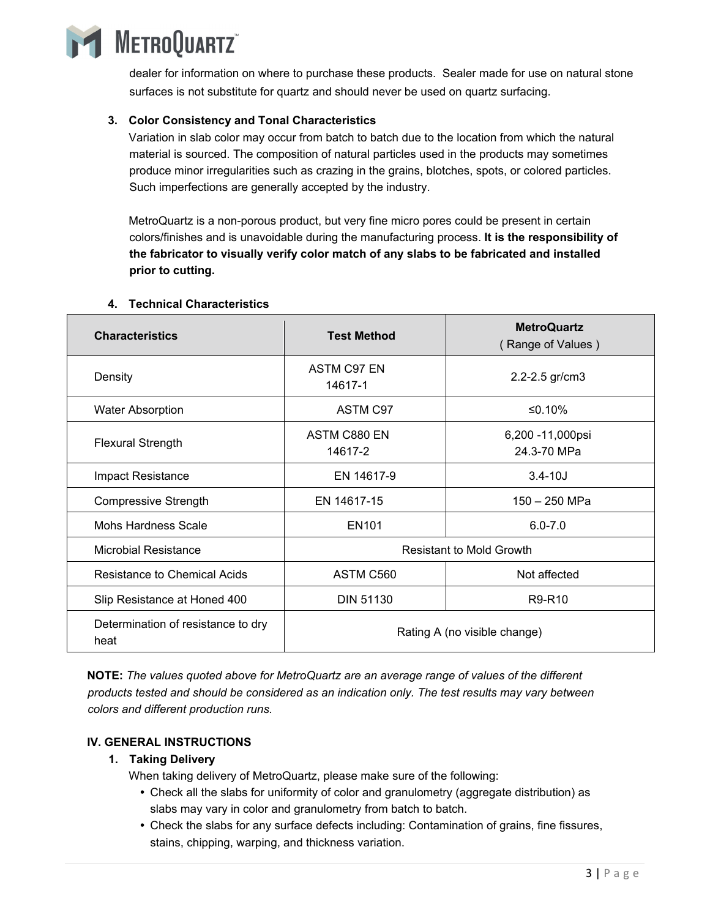dealer for information on where to purchase these products. Sealer made for use on natural stone surfaces is not substitute for quartz and should never be used on quartz surfacing.

3. **Color Consistency and Tonal Characteristics**

   Variation in slab color may occur from batch to batch due to the location from which the natural material is sourced. The composition of natural particles used in the products may sometimes produce minor irregularities such as crazing in the grains, blotches, spots, or colored particles. Such imperfections are generally accepted by the industry.

   MetroQuartz is a non-porous product, but very fine micro pores could be present in certain colors/finishes and is unavoidable during the manufacturing process. **It is the responsibility of the fabricator to visually verify color match of any slabs to be fabricated and installed prior to cutting.**

4. **Technical Characteristics**

| Characteristics | Test Method | MetroQuartz ( Range of Values ) |
|---|---|---|
| Density | ASTM C97 EN 14617-1 | 2.2-2.5 gr/cm3 |
| Water Absorption | ASTM C97 | ≤0.10% |
| Flexural Strength | ASTM C880 EN 14617-2 | 6,200 -11,000psi 24.3-70 MPa |
| Impact Resistance | EN 14617-9 | 3.4-10J |
| Compressive Strength | EN 14617-15 | 150 – 250 MPa |
| Mohs Hardness Scale | EN101 | 6.0-7.0 |
| Microbial Resistance | Resistant to Mold Growth | |
| Resistance to Chemical Acids | ASTM C560 | Not affected |
| Slip Resistance at Honed 400 | DIN 51130 | R9-R10 |
| Determination of resistance to dry heat | Rating A (no visible change) | |

**NOTE:** *The values quoted above for MetroQuartz are an average range of values of the different products tested and should be considered as an indication only. The test results may vary between colors and different production runs.*

## IV. GENERAL INSTRUCTIONS

1. **Taking Delivery**

   When taking delivery of MetroQuartz, please make sure of the following:

   - Check all the slabs for uniformity of color and granulometry (aggregate distribution) as slabs may vary in color and granulometry from batch to batch.
   - Check the slabs for any surface defects including: Contamination of grains, fine fissures, stains, chipping, warping, and thickness variation.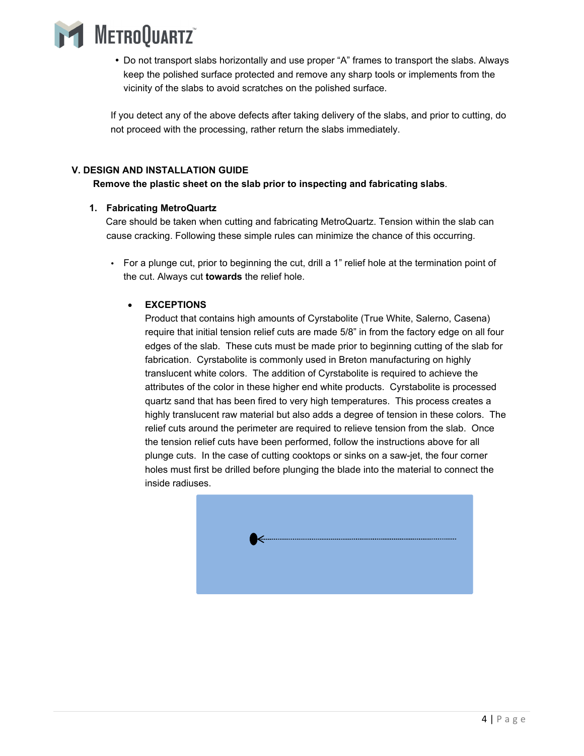- Do not transport slabs horizontally and use proper "A" frames to transport the slabs. Always keep the polished surface protected and remove any sharp tools or implements from the vicinity of the slabs to avoid scratches on the polished surface.

If you detect any of the above defects after taking delivery of the slabs, and prior to cutting, do not proceed with the processing, rather return the slabs immediately.

## V. DESIGN AND INSTALLATION GUIDE

**Remove the plastic sheet on the slab prior to inspecting and fabricating slabs**.

### 1. Fabricating MetroQuartz

Care should be taken when cutting and fabricating MetroQuartz. Tension within the slab can cause cracking. Following these simple rules can minimize the chance of this occurring.

- For a plunge cut, prior to beginning the cut, drill a 1" relief hole at the termination point of the cut. Always cut **towards** the relief hole.

  - **EXCEPTIONS**

    Product that contains high amounts of Cyrstabolite (True White, Salerno, Casena) require that initial tension relief cuts are made 5/8" in from the factory edge on all four edges of the slab. These cuts must be made prior to beginning cutting of the slab for fabrication. Cyrstabolite is commonly used in Breton manufacturing on highly translucent white colors. The addition of Cyrstabolite is required to achieve the attributes of the color in these higher end white products. Cyrstabolite is processed quartz sand that has been fired to very high temperatures. This process creates a highly translucent raw material but also adds a degree of tension in these colors. The relief cuts around the perimeter are required to relieve tension from the slab. Once the tension relief cuts have been performed, follow the instructions above for all plunge cuts. In the case of cutting cooktops or sinks on a saw-jet, the four corner holes must first be drilled before plunging the blade into the material to connect the inside radiuses.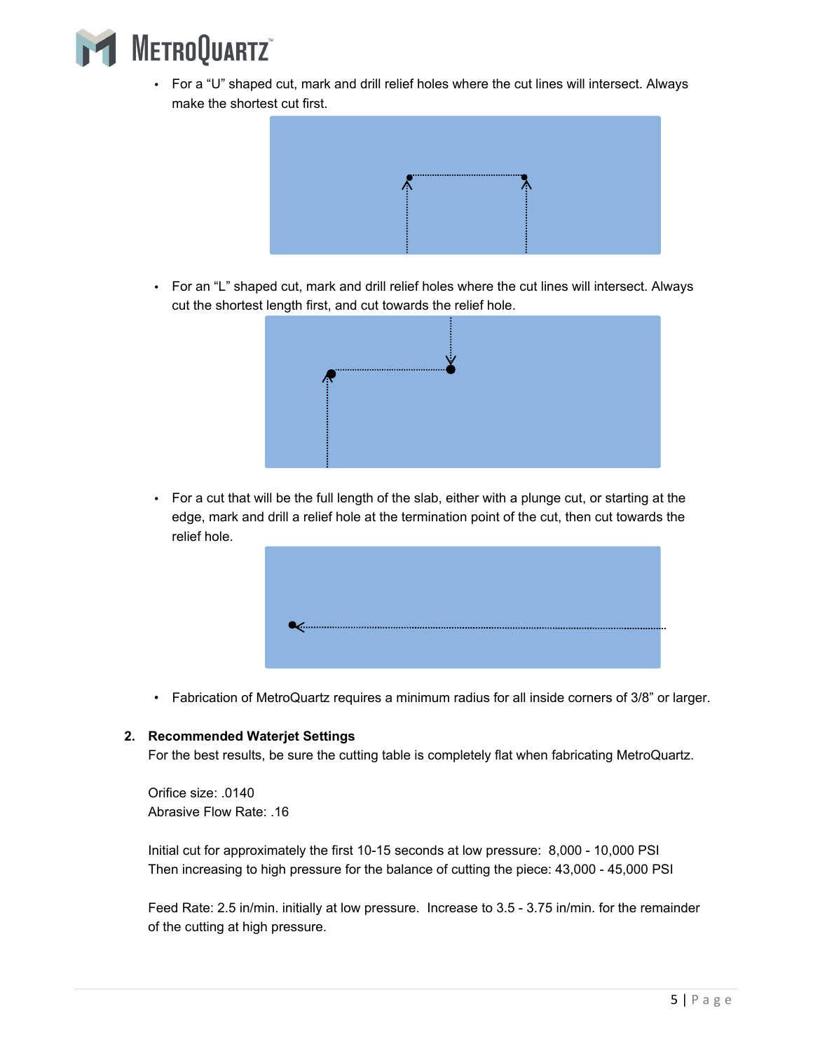- For a “U” shaped cut, mark and drill relief holes where the cut lines will intersect. Always make the shortest cut first.

- For an “L” shaped cut, mark and drill relief holes where the cut lines will intersect. Always cut the shortest length first, and cut towards the relief hole.

- For a cut that will be the full length of the slab, either with a plunge cut, or starting at the edge, mark and drill a relief hole at the termination point of the cut, then cut towards the relief hole.

- Fabrication of MetroQuartz requires a minimum radius for all inside corners of 3/8” or larger.

2. **Recommended Waterjet Settings**

   For the best results, be sure the cutting table is completely flat when fabricating MetroQuartz.

   Orifice size: .0140
   Abrasive Flow Rate: .16

   Initial cut for approximately the first 10-15 seconds at low pressure: 8,000 - 10,000 PSI
   Then increasing to high pressure for the balance of cutting the piece: 43,000 - 45,000 PSI

   Feed Rate: 2.5 in/min. initially at low pressure. Increase to 3.5 - 3.75 in/min. for the remainder of the cutting at high pressure.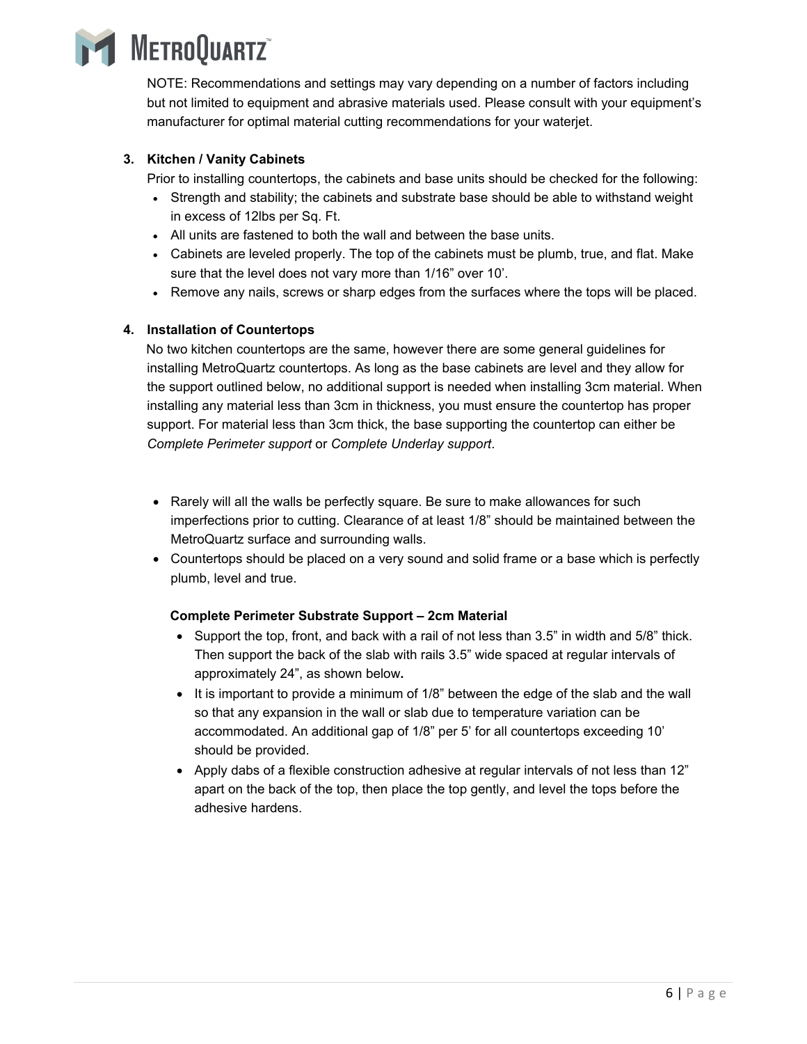NOTE: Recommendations and settings may vary depending on a number of factors including but not limited to equipment and abrasive materials used. Please consult with your equipment's manufacturer for optimal material cutting recommendations for your waterjet.

### 3. Kitchen / Vanity Cabinets

Prior to installing countertops, the cabinets and base units should be checked for the following:

- Strength and stability; the cabinets and substrate base should be able to withstand weight in excess of 12lbs per Sq. Ft.
- All units are fastened to both the wall and between the base units.
- Cabinets are leveled properly. The top of the cabinets must be plumb, true, and flat. Make sure that the level does not vary more than 1/16" over 10'.
- Remove any nails, screws or sharp edges from the surfaces where the tops will be placed.

### 4. Installation of Countertops

No two kitchen countertops are the same, however there are some general guidelines for installing MetroQuartz countertops. As long as the base cabinets are level and they allow for the support outlined below, no additional support is needed when installing 3cm material. When installing any material less than 3cm in thickness, you must ensure the countertop has proper support. For material less than 3cm thick, the base supporting the countertop can either be *Complete Perimeter support* or *Complete Underlay support*.

- Rarely will all the walls be perfectly square. Be sure to make allowances for such imperfections prior to cutting. Clearance of at least 1/8" should be maintained between the MetroQuartz surface and surrounding walls.
- Countertops should be placed on a very sound and solid frame or a base which is perfectly plumb, level and true.

**Complete Perimeter Substrate Support – 2cm Material**

- Support the top, front, and back with a rail of not less than 3.5" in width and 5/8" thick. Then support the back of the slab with rails 3.5" wide spaced at regular intervals of approximately 24", as shown below**.**
- It is important to provide a minimum of 1/8" between the edge of the slab and the wall so that any expansion in the wall or slab due to temperature variation can be accommodated. An additional gap of 1/8" per 5' for all countertops exceeding 10' should be provided.
- Apply dabs of a flexible construction adhesive at regular intervals of not less than 12" apart on the back of the top, then place the top gently, and level the tops before the adhesive hardens.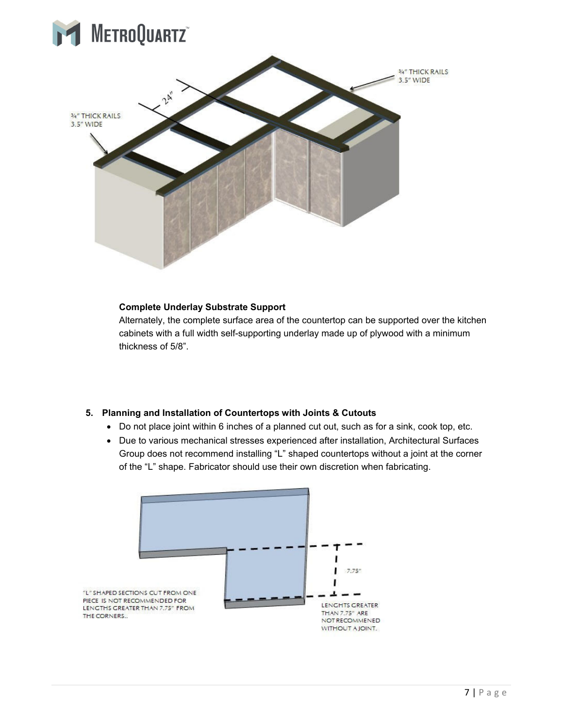**Complete Underlay Substrate Support**

Alternately, the complete surface area of the countertop can be supported over the kitchen cabinets with a full width self-supporting underlay made up of plywood with a minimum thickness of 5/8”.

## 5. Planning and Installation of Countertops with Joints & Cutouts

- Do not place joint within 6 inches of a planned cut out, such as for a sink, cook top, etc.
- Due to various mechanical stresses experienced after installation, Architectural Surfaces Group does not recommend installing “L” shaped countertops without a joint at the corner of the “L” shape. Fabricator should use their own discretion when fabricating.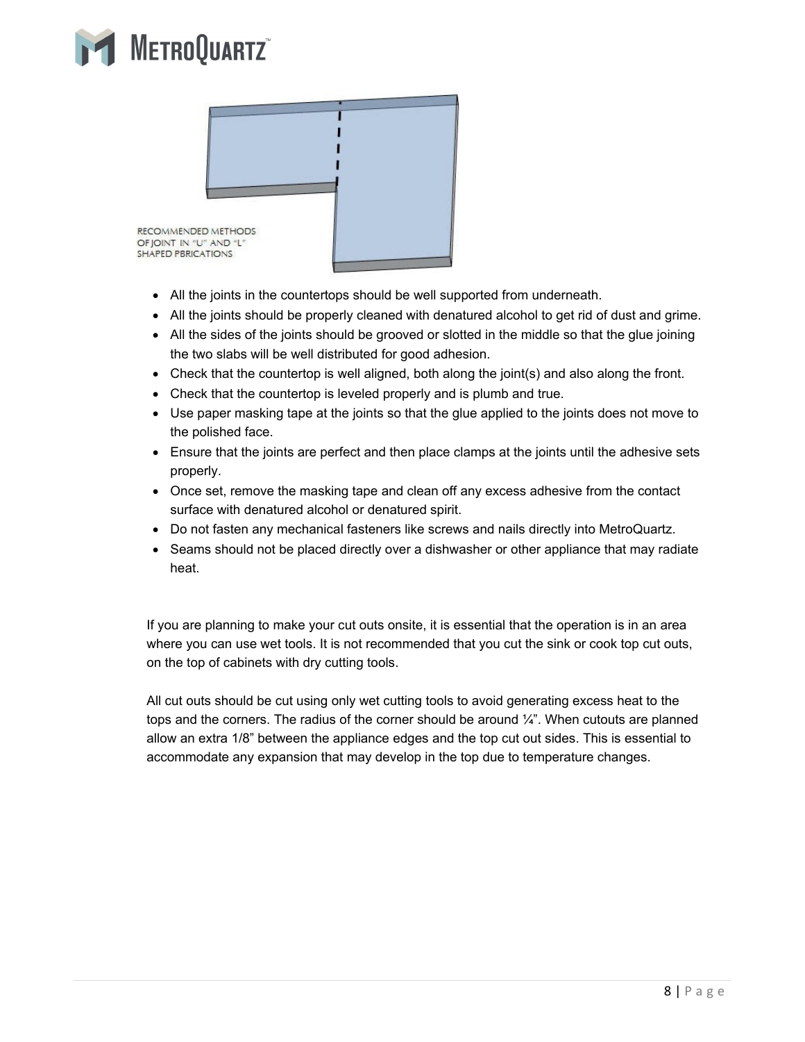RECOMMENDED METHODS OF JOINT IN "U" AND "L" SHAPED PBRICATIONS

- All the joints in the countertops should be well supported from underneath.
- All the joints should be properly cleaned with denatured alcohol to get rid of dust and grime.
- All the sides of the joints should be grooved or slotted in the middle so that the glue joining the two slabs will be well distributed for good adhesion.
- Check that the countertop is well aligned, both along the joint(s) and also along the front.
- Check that the countertop is leveled properly and is plumb and true.
- Use paper masking tape at the joints so that the glue applied to the joints does not move to the polished face.
- Ensure that the joints are perfect and then place clamps at the joints until the adhesive sets properly.
- Once set, remove the masking tape and clean off any excess adhesive from the contact surface with denatured alcohol or denatured spirit.
- Do not fasten any mechanical fasteners like screws and nails directly into MetroQuartz.
- Seams should not be placed directly over a dishwasher or other appliance that may radiate heat.

If you are planning to make your cut outs onsite, it is essential that the operation is in an area where you can use wet tools. It is not recommended that you cut the sink or cook top cut outs, on the top of cabinets with dry cutting tools.

All cut outs should be cut using only wet cutting tools to avoid generating excess heat to the tops and the corners. The radius of the corner should be around ¼". When cutouts are planned allow an extra 1/8" between the appliance edges and the top cut out sides. This is essential to accommodate any expansion that may develop in the top due to temperature changes.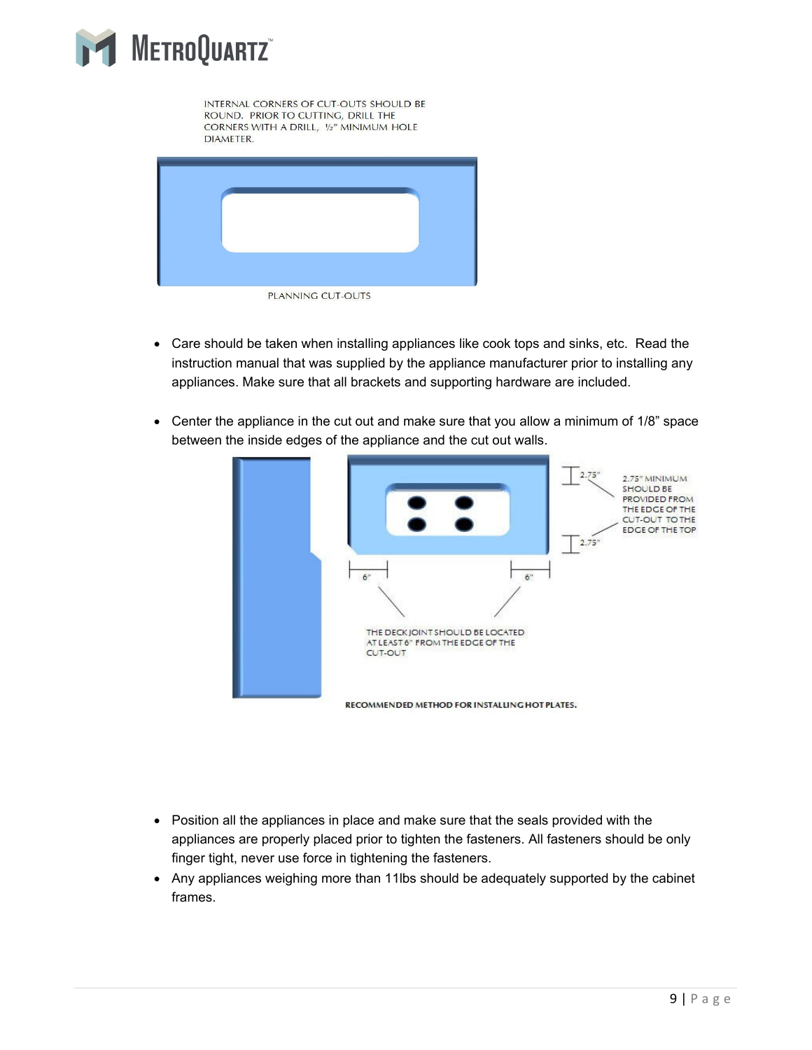INTERNAL CORNERS OF CUT-OUTS SHOULD BE ROUND. PRIOR TO CUTTING, DRILL THE CORNERS WITH A DRILL, ½" MINIMUM HOLE DIAMETER.

PLANNING CUT-OUTS

- Care should be taken when installing appliances like cook tops and sinks, etc. Read the instruction manual that was supplied by the appliance manufacturer prior to installing any appliances. Make sure that all brackets and supporting hardware are included.
- Center the appliance in the cut out and make sure that you allow a minimum of 1/8" space between the inside edges of the appliance and the cut out walls.

2.75"

2.75" MINIMUM SHOULD BE PROVIDED FROM THE EDGE OF THE CUT-OUT TO THE EDGE OF THE TOP

2.75"

6"

6"

THE DECK JOINT SHOULD BE LOCATED AT LEAST 6" FROM THE EDGE OF THE CUT-OUT

RECOMMENDED METHOD FOR INSTALLING HOT PLATES.

- Position all the appliances in place and make sure that the seals provided with the appliances are properly placed prior to tighten the fasteners. All fasteners should be only finger tight, never use force in tightening the fasteners.
- Any appliances weighing more than 11lbs should be adequately supported by the cabinet frames.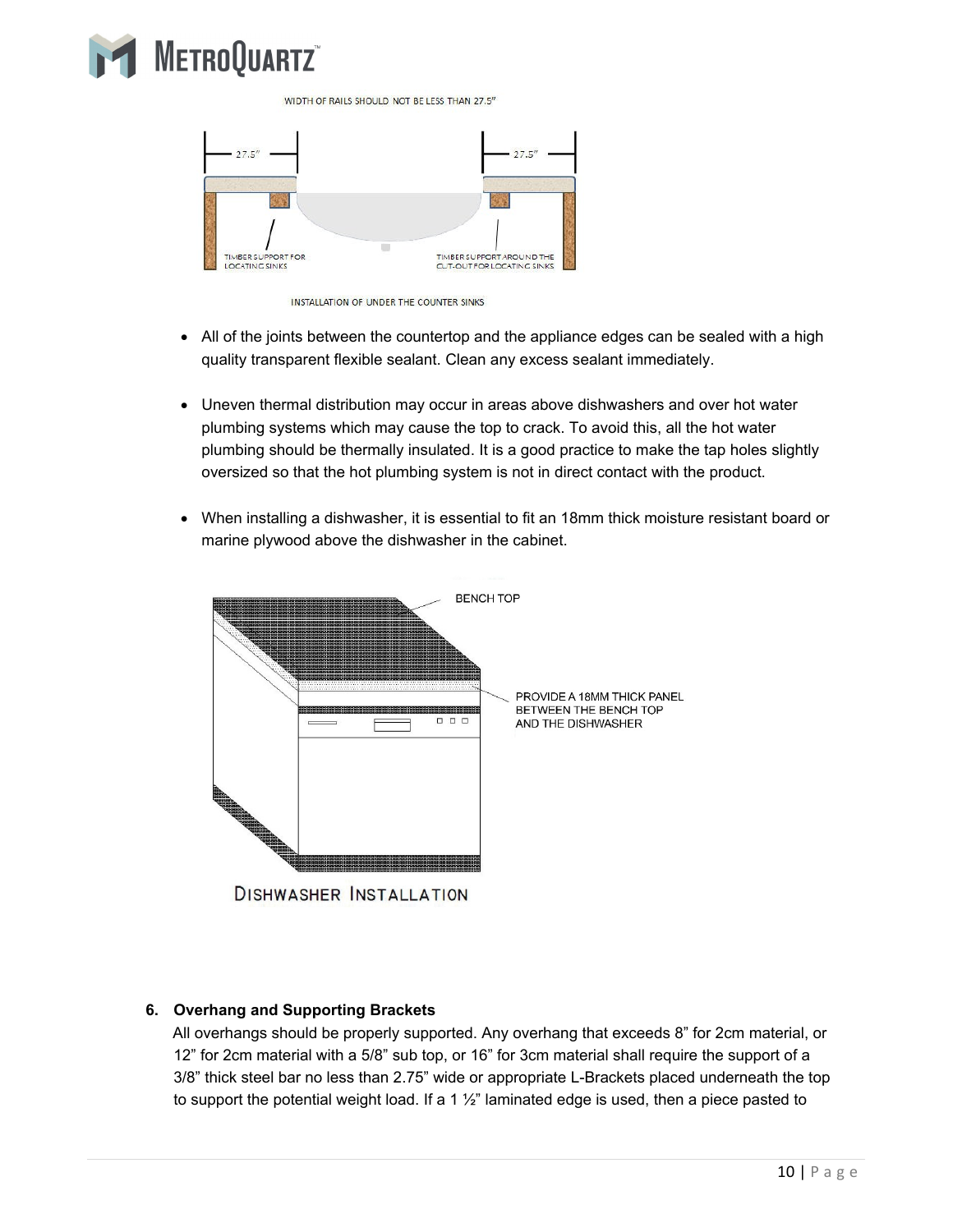WIDTH OF RAILS SHOULD NOT BE LESS THAN 27.5"

27.5" 27.5"

TIMBER SUPPORT FOR LOCATING SINKS

TIMBER SUPPORT AROUND THE CUT-OUT FOR LOCATING SINKS

INSTALLATION OF UNDER THE COUNTER SINKS

- All of the joints between the countertop and the appliance edges can be sealed with a high quality transparent flexible sealant. Clean any excess sealant immediately.

- Uneven thermal distribution may occur in areas above dishwashers and over hot water plumbing systems which may cause the top to crack. To avoid this, all the hot water plumbing should be thermally insulated. It is a good practice to make the tap holes slightly oversized so that the hot plumbing system is not in direct contact with the product.

- When installing a dishwasher, it is essential to fit an 18mm thick moisture resistant board or marine plywood above the dishwasher in the cabinet.

BENCH TOP

PROVIDE A 18MM THICK PANEL BETWEEN THE BENCH TOP AND THE DISHWASHER

DISHWASHER INSTALLATION

## 6. Overhang and Supporting Brackets

All overhangs should be properly supported. Any overhang that exceeds 8" for 2cm material, or 12" for 2cm material with a 5/8" sub top, or 16" for 3cm material shall require the support of a 3/8" thick steel bar no less than 2.75" wide or appropriate L-Brackets placed underneath the top to support the potential weight load. If a 1 ½" laminated edge is used, then a piece pasted to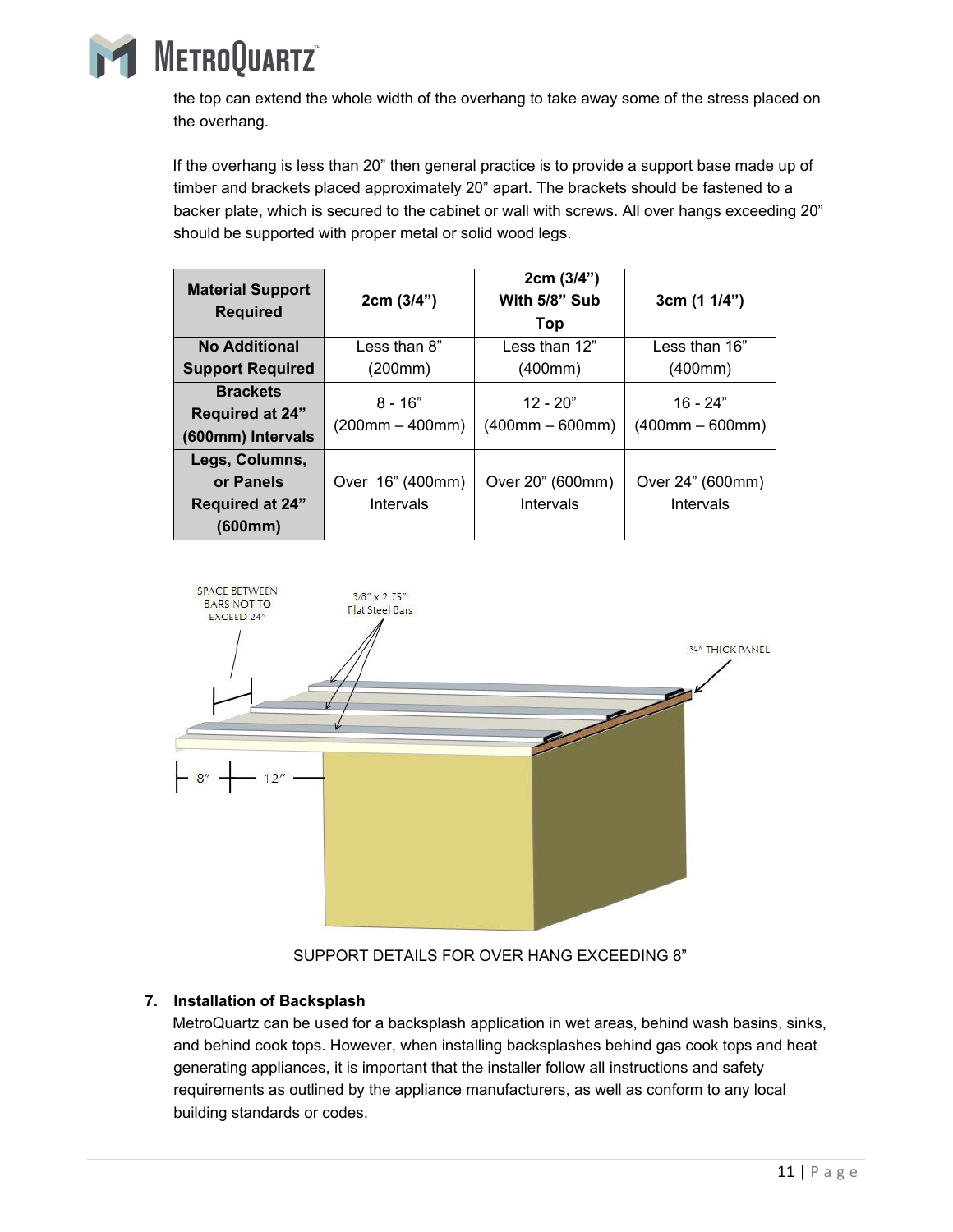the top can extend the whole width of the overhang to take away some of the stress placed on the overhang.

If the overhang is less than 20” then general practice is to provide a support base made up of timber and brackets placed approximately 20” apart. The brackets should be fastened to a backer plate, which is secured to the cabinet or wall with screws. All over hangs exceeding 20” should be supported with proper metal or solid wood legs.

| Material Support Required | 2cm (3/4”) | 2cm (3/4”) With 5/8” Sub Top | 3cm (1 1/4”) |
|---|---|---|---|
| **No Additional Support Required** | Less than 8” (200mm) | Less than 12” (400mm) | Less than 16” (400mm) |
| **Brackets Required at 24” (600mm) Intervals** | 8 - 16” (200mm – 400mm) | 12 - 20” (400mm – 600mm) | 16 - 24” (400mm – 600mm) |
| **Legs, Columns, or Panels Required at 24” (600mm)** | Over 16” (400mm) Intervals | Over 20” (600mm) Intervals | Over 24” (600mm) Intervals |

SPACE BETWEEN BARS NOT TO EXCEED 24”

3/8” x 2.75” Flat Steel Bars

¾” THICK PANEL

8” 12”

SUPPORT DETAILS FOR OVER HANG EXCEEDING 8”

**7. Installation of Backsplash**

MetroQuartz can be used for a backsplash application in wet areas, behind wash basins, sinks, and behind cook tops. However, when installing backsplashes behind gas cook tops and heat generating appliances, it is important that the installer follow all instructions and safety requirements as outlined by the appliance manufacturers, as well as conform to any local building standards or codes.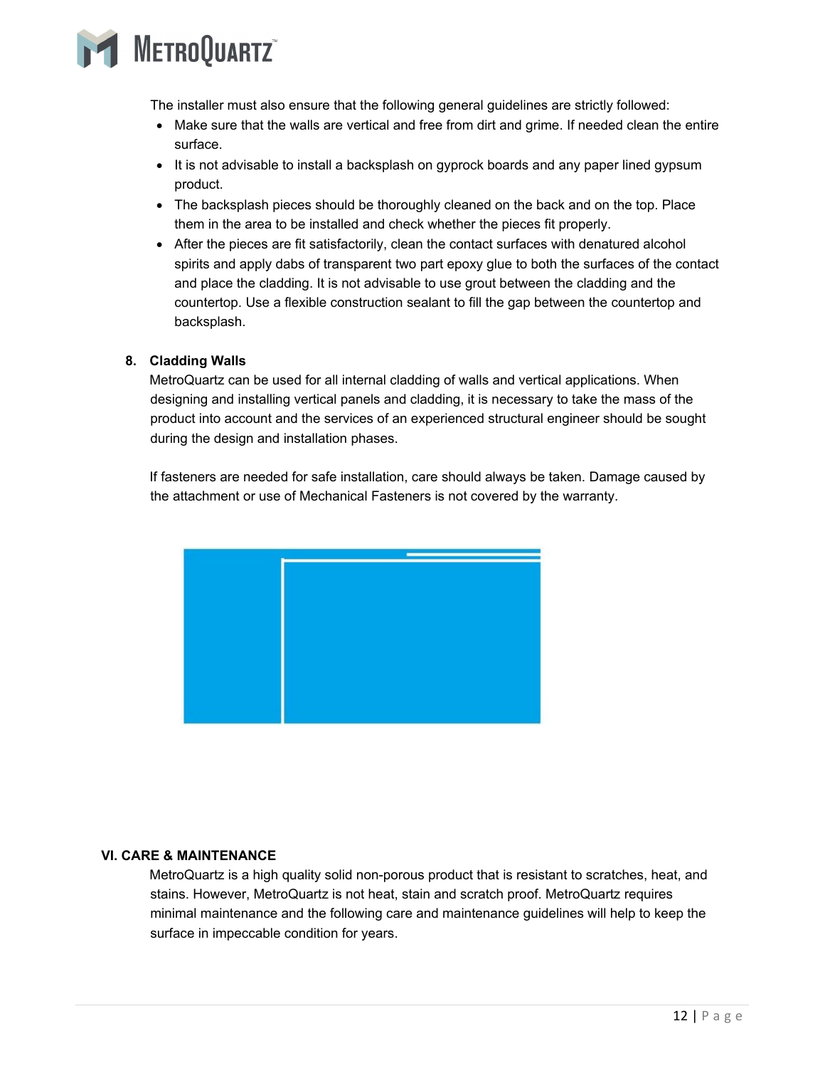The installer must also ensure that the following general guidelines are strictly followed:

- Make sure that the walls are vertical and free from dirt and grime. If needed clean the entire surface.
- It is not advisable to install a backsplash on gyprock boards and any paper lined gypsum product.
- The backsplash pieces should be thoroughly cleaned on the back and on the top. Place them in the area to be installed and check whether the pieces fit properly.
- After the pieces are fit satisfactorily, clean the contact surfaces with denatured alcohol spirits and apply dabs of transparent two part epoxy glue to both the surfaces of the contact and place the cladding. It is not advisable to use grout between the cladding and the countertop. Use a flexible construction sealant to fill the gap between the countertop and backsplash.

### 8. Cladding Walls

MetroQuartz can be used for all internal cladding of walls and vertical applications. When designing and installing vertical panels and cladding, it is necessary to take the mass of the product into account and the services of an experienced structural engineer should be sought during the design and installation phases.

If fasteners are needed for safe installation, care should always be taken. Damage caused by the attachment or use of Mechanical Fasteners is not covered by the warranty.

## VI. CARE & MAINTENANCE

MetroQuartz is a high quality solid non-porous product that is resistant to scratches, heat, and stains. However, MetroQuartz is not heat, stain and scratch proof. MetroQuartz requires minimal maintenance and the following care and maintenance guidelines will help to keep the surface in impeccable condition for years.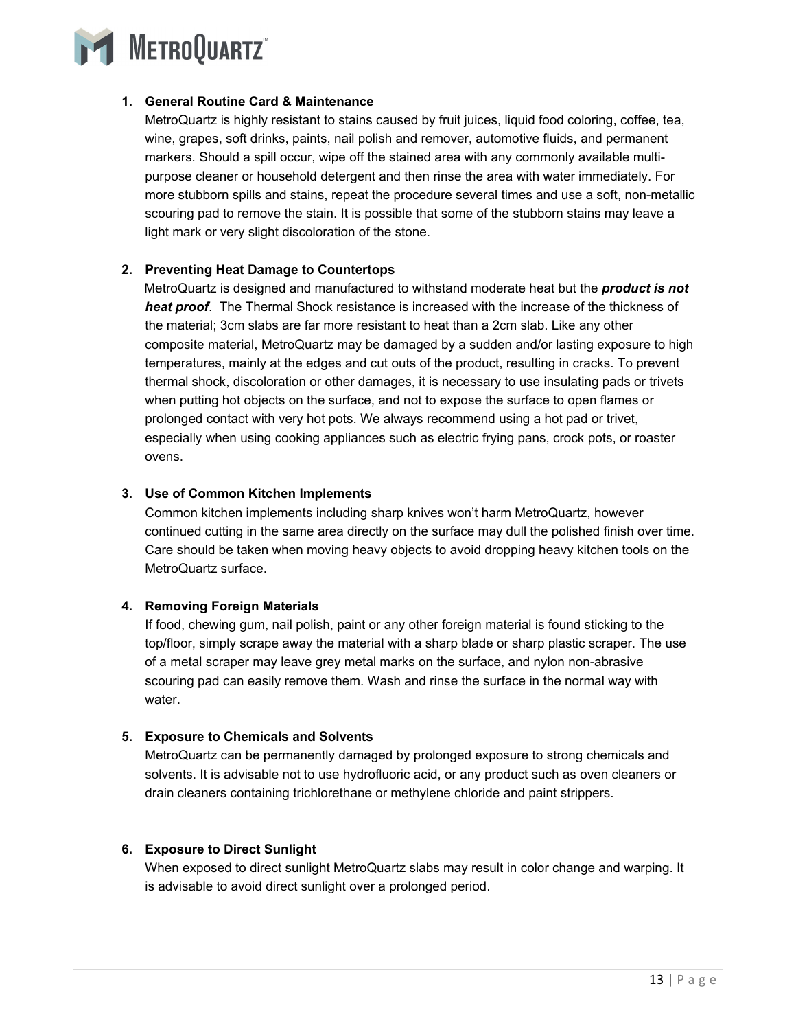1. **General Routine Card & Maintenance**
   MetroQuartz is highly resistant to stains caused by fruit juices, liquid food coloring, coffee, tea, wine, grapes, soft drinks, paints, nail polish and remover, automotive fluids, and permanent markers. Should a spill occur, wipe off the stained area with any commonly available multi-purpose cleaner or household detergent and then rinse the area with water immediately. For more stubborn spills and stains, repeat the procedure several times and use a soft, non-metallic scouring pad to remove the stain. It is possible that some of the stubborn stains may leave a light mark or very slight discoloration of the stone.

2. **Preventing Heat Damage to Countertops**
   MetroQuartz is designed and manufactured to withstand moderate heat but the ***product is not heat proof***. The Thermal Shock resistance is increased with the increase of the thickness of the material; 3cm slabs are far more resistant to heat than a 2cm slab. Like any other composite material, MetroQuartz may be damaged by a sudden and/or lasting exposure to high temperatures, mainly at the edges and cut outs of the product, resulting in cracks. To prevent thermal shock, discoloration or other damages, it is necessary to use insulating pads or trivets when putting hot objects on the surface, and not to expose the surface to open flames or prolonged contact with very hot pots. We always recommend using a hot pad or trivet, especially when using cooking appliances such as electric frying pans, crock pots, or roaster ovens.

3. **Use of Common Kitchen Implements**
   Common kitchen implements including sharp knives won't harm MetroQuartz, however continued cutting in the same area directly on the surface may dull the polished finish over time. Care should be taken when moving heavy objects to avoid dropping heavy kitchen tools on the MetroQuartz surface.

4. **Removing Foreign Materials**
   If food, chewing gum, nail polish, paint or any other foreign material is found sticking to the top/floor, simply scrape away the material with a sharp blade or sharp plastic scraper. The use of a metal scraper may leave grey metal marks on the surface, and nylon non-abrasive scouring pad can easily remove them. Wash and rinse the surface in the normal way with water.

5. **Exposure to Chemicals and Solvents**
   MetroQuartz can be permanently damaged by prolonged exposure to strong chemicals and solvents. It is advisable not to use hydrofluoric acid, or any product such as oven cleaners or drain cleaners containing trichlorethane or methylene chloride and paint strippers.

6. **Exposure to Direct Sunlight**
   When exposed to direct sunlight MetroQuartz slabs may result in color change and warping. It is advisable to avoid direct sunlight over a prolonged period.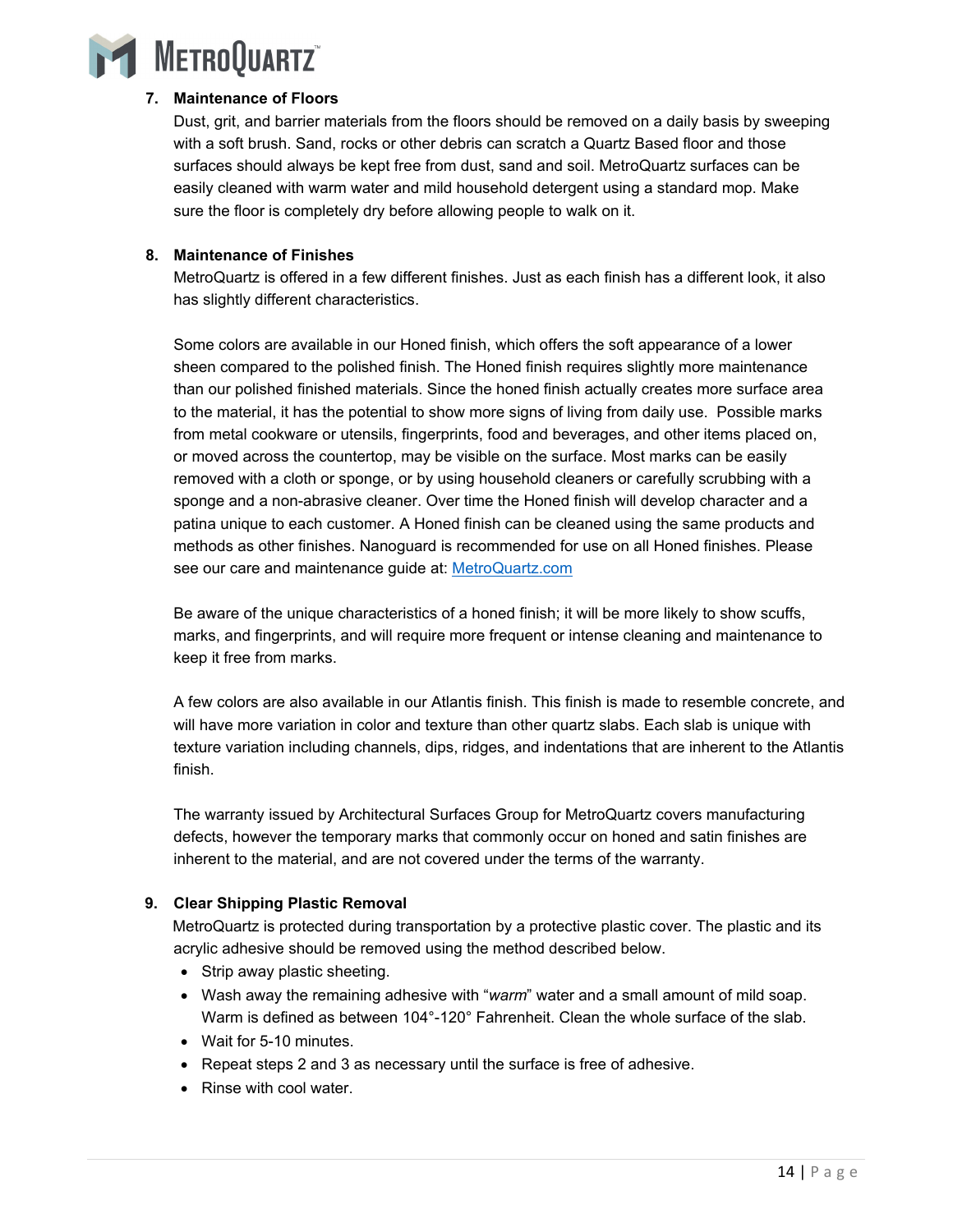### 7. Maintenance of Floors

Dust, grit, and barrier materials from the floors should be removed on a daily basis by sweeping with a soft brush. Sand, rocks or other debris can scratch a Quartz Based floor and those surfaces should always be kept free from dust, sand and soil. MetroQuartz surfaces can be easily cleaned with warm water and mild household detergent using a standard mop. Make sure the floor is completely dry before allowing people to walk on it.

### 8. Maintenance of Finishes

MetroQuartz is offered in a few different finishes. Just as each finish has a different look, it also has slightly different characteristics.

Some colors are available in our Honed finish, which offers the soft appearance of a lower sheen compared to the polished finish. The Honed finish requires slightly more maintenance than our polished finished materials. Since the honed finish actually creates more surface area to the material, it has the potential to show more signs of living from daily use. Possible marks from metal cookware or utensils, fingerprints, food and beverages, and other items placed on, or moved across the countertop, may be visible on the surface. Most marks can be easily removed with a cloth or sponge, or by using household cleaners or carefully scrubbing with a sponge and a non-abrasive cleaner. Over time the Honed finish will develop character and a patina unique to each customer. A Honed finish can be cleaned using the same products and methods as other finishes. Nanoguard is recommended for use on all Honed finishes. Please see our care and maintenance guide at: [MetroQuartz.com](MetroQuartz.com)

Be aware of the unique characteristics of a honed finish; it will be more likely to show scuffs, marks, and fingerprints, and will require more frequent or intense cleaning and maintenance to keep it free from marks.

A few colors are also available in our Atlantis finish. This finish is made to resemble concrete, and will have more variation in color and texture than other quartz slabs. Each slab is unique with texture variation including channels, dips, ridges, and indentations that are inherent to the Atlantis finish.

The warranty issued by Architectural Surfaces Group for MetroQuartz covers manufacturing defects, however the temporary marks that commonly occur on honed and satin finishes are inherent to the material, and are not covered under the terms of the warranty.

### 9. Clear Shipping Plastic Removal

MetroQuartz is protected during transportation by a protective plastic cover. The plastic and its acrylic adhesive should be removed using the method described below.

- Strip away plastic sheeting.
- Wash away the remaining adhesive with "*warm*" water and a small amount of mild soap. Warm is defined as between 104°-120° Fahrenheit. Clean the whole surface of the slab.
- Wait for 5-10 minutes.
- Repeat steps 2 and 3 as necessary until the surface is free of adhesive.
- Rinse with cool water.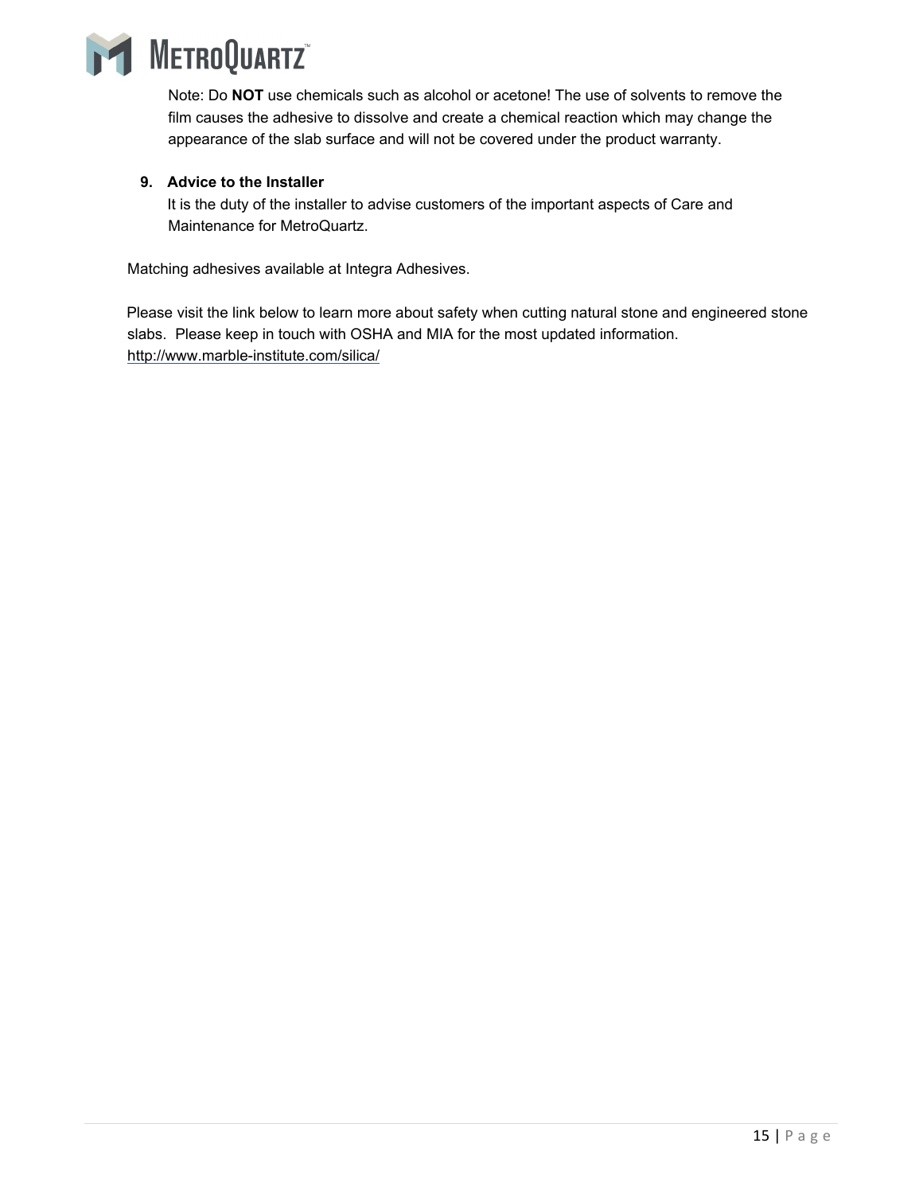Note: Do **NOT** use chemicals such as alcohol or acetone! The use of solvents to remove the film causes the adhesive to dissolve and create a chemical reaction which may change the appearance of the slab surface and will not be covered under the product warranty.

9. **Advice to the Installer**

   It is the duty of the installer to advise customers of the important aspects of Care and Maintenance for MetroQuartz.

Matching adhesives available at Integra Adhesives.

Please visit the link below to learn more about safety when cutting natural stone and engineered stone slabs. Please keep in touch with OSHA and MIA for the most updated information.
http://www.marble-institute.com/silica/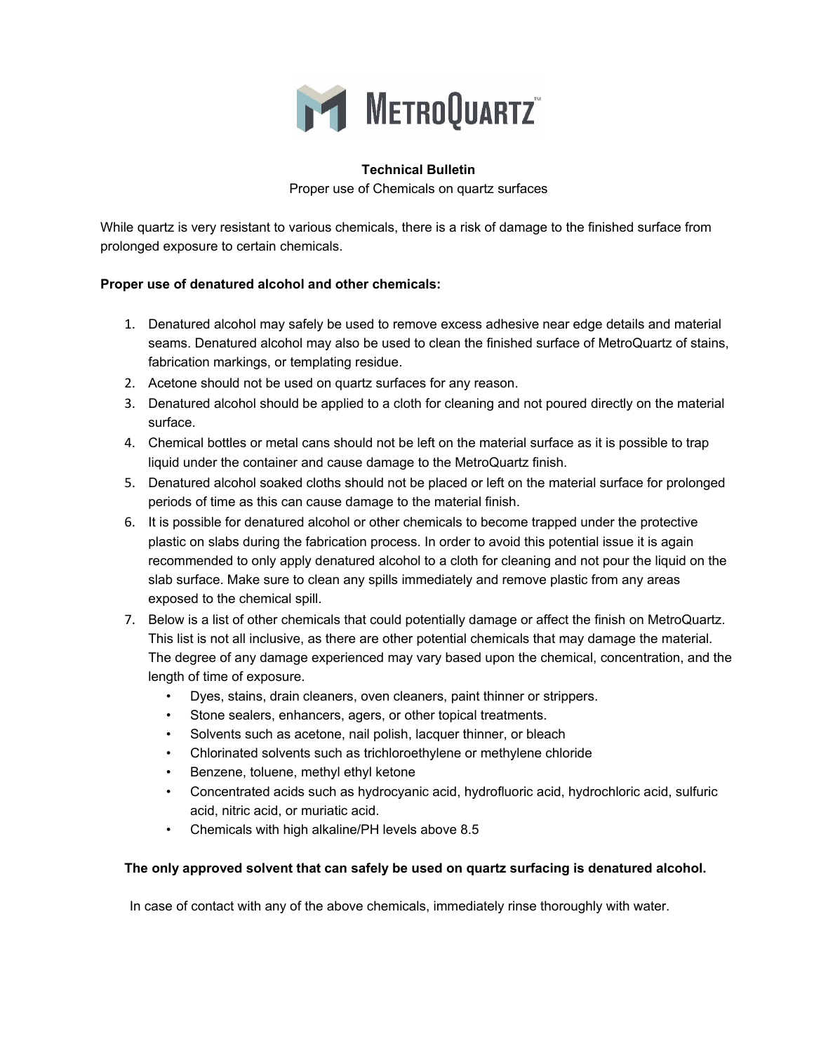MetroQuartz™

**Technical Bulletin**

Proper use of Chemicals on quartz surfaces

While quartz is very resistant to various chemicals, there is a risk of damage to the finished surface from prolonged exposure to certain chemicals.

**Proper use of denatured alcohol and other chemicals:**

1. Denatured alcohol may safely be used to remove excess adhesive near edge details and material seams. Denatured alcohol may also be used to clean the finished surface of MetroQuartz of stains, fabrication markings, or templating residue.
2. Acetone should not be used on quartz surfaces for any reason.
3. Denatured alcohol should be applied to a cloth for cleaning and not poured directly on the material surface.
4. Chemical bottles or metal cans should not be left on the material surface as it is possible to trap liquid under the container and cause damage to the MetroQuartz finish.
5. Denatured alcohol soaked cloths should not be placed or left on the material surface for prolonged periods of time as this can cause damage to the material finish.
6. It is possible for denatured alcohol or other chemicals to become trapped under the protective plastic on slabs during the fabrication process. In order to avoid this potential issue it is again recommended to only apply denatured alcohol to a cloth for cleaning and not pour the liquid on the slab surface. Make sure to clean any spills immediately and remove plastic from any areas exposed to the chemical spill.
7. Below is a list of other chemicals that could potentially damage or affect the finish on MetroQuartz. This list is not all inclusive, as there are other potential chemicals that may damage the material. The degree of any damage experienced may vary based upon the chemical, concentration, and the length of time of exposure.
   - Dyes, stains, drain cleaners, oven cleaners, paint thinner or strippers.
   - Stone sealers, enhancers, agers, or other topical treatments.
   - Solvents such as acetone, nail polish, lacquer thinner, or bleach
   - Chlorinated solvents such as trichloroethylene or methylene chloride
   - Benzene, toluene, methyl ethyl ketone
   - Concentrated acids such as hydrocyanic acid, hydrofluoric acid, hydrochloric acid, sulfuric acid, nitric acid, or muriatic acid.
   - Chemicals with high alkaline/PH levels above 8.5

**The only approved solvent that can safely be used on quartz surfacing is denatured alcohol.**

In case of contact with any of the above chemicals, immediately rinse thoroughly with water.